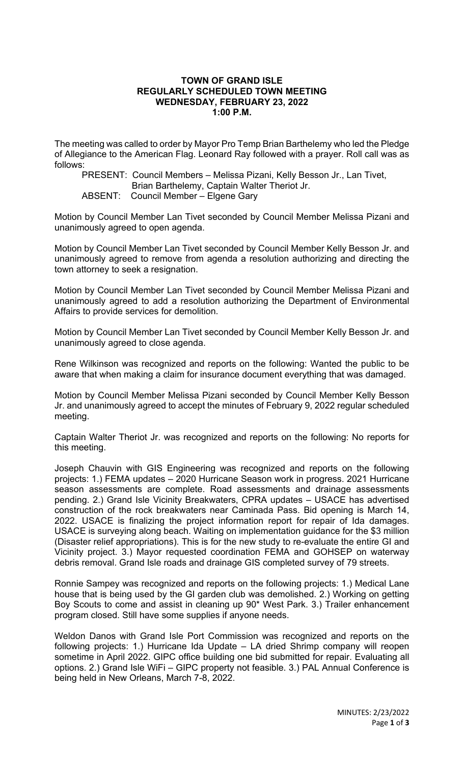# TOWN OF GRAND ISLE
## REGULARLY SCHEDULED TOWN MEETING
## WEDNESDAY, FEBRUARY 23, 2022
## 1:00 P.M.

The meeting was called to order by Mayor Pro Temp Brian Barthelemy who led the Pledge of Allegiance to the American Flag. Leonard Ray followed with a prayer. Roll call was as follows:

PRESENT: Council Members – Melissa Pizani, Kelly Besson Jr., Lan Tivet, Brian Barthelemy, Captain Walter Theriot Jr.
ABSENT: Council Member – Elgene Gary

Motion by Council Member Lan Tivet seconded by Council Member Melissa Pizani and unanimously agreed to open agenda.

Motion by Council Member Lan Tivet seconded by Council Member Kelly Besson Jr. and unanimously agreed to remove from agenda a resolution authorizing and directing the town attorney to seek a resignation.

Motion by Council Member Lan Tivet seconded by Council Member Melissa Pizani and unanimously agreed to add a resolution authorizing the Department of Environmental Affairs to provide services for demolition.

Motion by Council Member Lan Tivet seconded by Council Member Kelly Besson Jr. and unanimously agreed to close agenda.

Rene Wilkinson was recognized and reports on the following: Wanted the public to be aware that when making a claim for insurance document everything that was damaged.

Motion by Council Member Melissa Pizani seconded by Council Member Kelly Besson Jr. and unanimously agreed to accept the minutes of February 9, 2022 regular scheduled meeting.

Captain Walter Theriot Jr. was recognized and reports on the following: No reports for this meeting.

Joseph Chauvin with GIS Engineering was recognized and reports on the following projects: 1.) FEMA updates – 2020 Hurricane Season work in progress. 2021 Hurricane season assessments are complete. Road assessments and drainage assessments pending. 2.) Grand Isle Vicinity Breakwaters, CPRA updates – USACE has advertised construction of the rock breakwaters near Caminada Pass. Bid opening is March 14, 2022. USACE is finalizing the project information report for repair of Ida damages. USACE is surveying along beach. Waiting on implementation guidance for the $3 million (Disaster relief appropriations). This is for the new study to re-evaluate the entire GI and Vicinity project. 3.) Mayor requested coordination FEMA and GOHSEP on waterway debris removal. Grand Isle roads and drainage GIS completed survey of 79 streets.

Ronnie Sampey was recognized and reports on the following projects: 1.) Medical Lane house that is being used by the GI garden club was demolished. 2.) Working on getting Boy Scouts to come and assist in cleaning up 90* West Park. 3.) Trailer enhancement program closed. Still have some supplies if anyone needs.

Weldon Danos with Grand Isle Port Commission was recognized and reports on the following projects: 1.) Hurricane Ida Update – LA dried Shrimp company will reopen sometime in April 2022. GIPC office building one bid submitted for repair. Evaluating all options. 2.) Grand Isle WiFi – GIPC property not feasible. 3.) PAL Annual Conference is being held in New Orleans, March 7-8, 2022.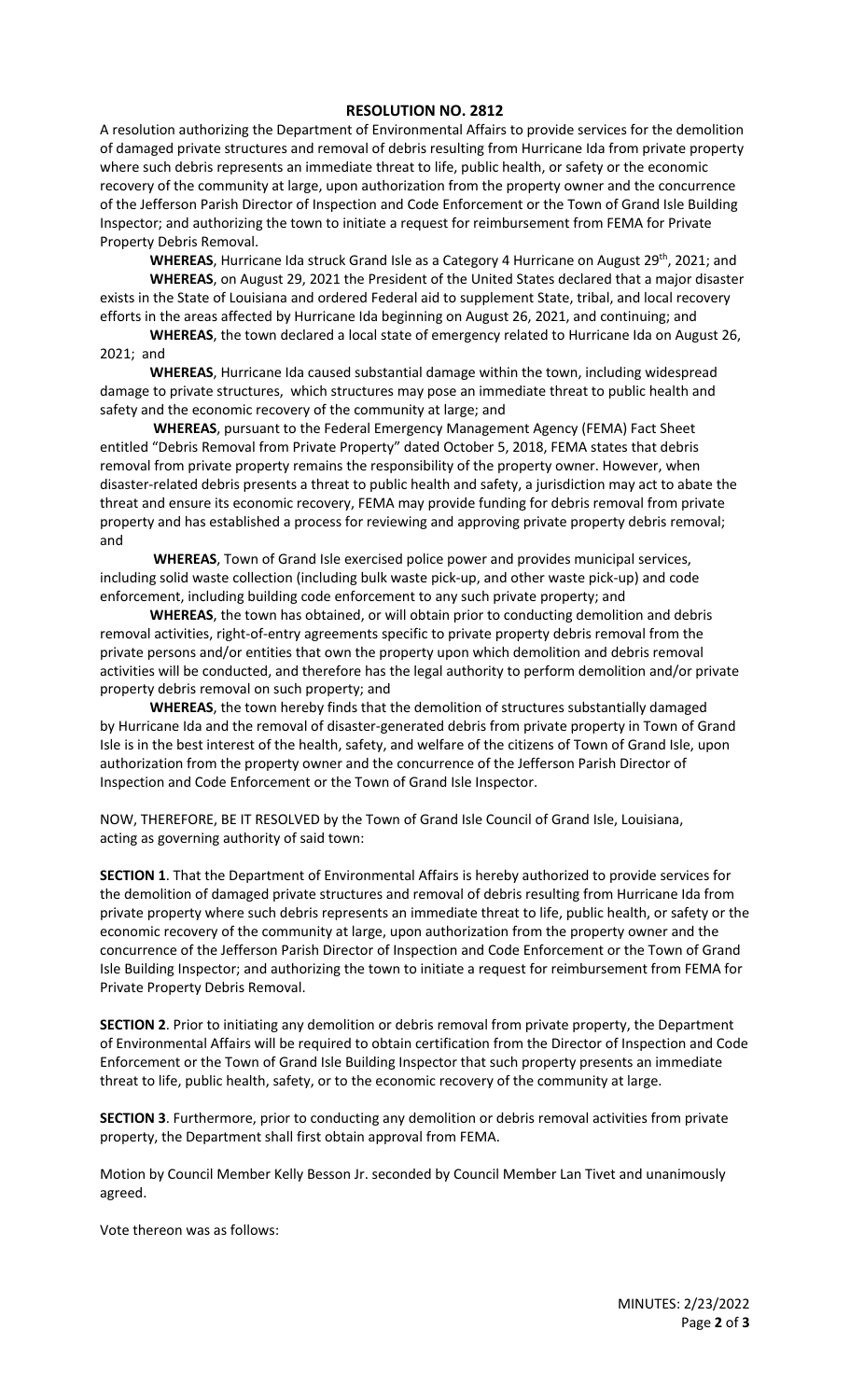## RESOLUTION NO. 2812

A resolution authorizing the Department of Environmental Affairs to provide services for the demolition of damaged private structures and removal of debris resulting from Hurricane Ida from private property where such debris represents an immediate threat to life, public health, or safety or the economic recovery of the community at large, upon authorization from the property owner and the concurrence of the Jefferson Parish Director of Inspection and Code Enforcement or the Town of Grand Isle Building Inspector; and authorizing the town to initiate a request for reimbursement from FEMA for Private Property Debris Removal.

**WHEREAS**, Hurricane Ida struck Grand Isle as a Category 4 Hurricane on August 29th, 2021; and

**WHEREAS**, on August 29, 2021 the President of the United States declared that a major disaster exists in the State of Louisiana and ordered Federal aid to supplement State, tribal, and local recovery efforts in the areas affected by Hurricane Ida beginning on August 26, 2021, and continuing; and

**WHEREAS**, the town declared a local state of emergency related to Hurricane Ida on August 26, 2021; and

**WHEREAS**, Hurricane Ida caused substantial damage within the town, including widespread damage to private structures, which structures may pose an immediate threat to public health and safety and the economic recovery of the community at large; and

**WHEREAS**, pursuant to the Federal Emergency Management Agency (FEMA) Fact Sheet entitled "Debris Removal from Private Property" dated October 5, 2018, FEMA states that debris removal from private property remains the responsibility of the property owner. However, when disaster-related debris presents a threat to public health and safety, a jurisdiction may act to abate the threat and ensure its economic recovery, FEMA may provide funding for debris removal from private property and has established a process for reviewing and approving private property debris removal; and

**WHEREAS**, Town of Grand Isle exercised police power and provides municipal services, including solid waste collection (including bulk waste pick-up, and other waste pick-up) and code enforcement, including building code enforcement to any such private property; and

**WHEREAS**, the town has obtained, or will obtain prior to conducting demolition and debris removal activities, right-of-entry agreements specific to private property debris removal from the private persons and/or entities that own the property upon which demolition and debris removal activities will be conducted, and therefore has the legal authority to perform demolition and/or private property debris removal on such property; and

**WHEREAS**, the town hereby finds that the demolition of structures substantially damaged by Hurricane Ida and the removal of disaster-generated debris from private property in Town of Grand Isle is in the best interest of the health, safety, and welfare of the citizens of Town of Grand Isle, upon authorization from the property owner and the concurrence of the Jefferson Parish Director of Inspection and Code Enforcement or the Town of Grand Isle Inspector.

NOW, THEREFORE, BE IT RESOLVED by the Town of Grand Isle Council of Grand Isle, Louisiana, acting as governing authority of said town:

**SECTION 1**. That the Department of Environmental Affairs is hereby authorized to provide services for the demolition of damaged private structures and removal of debris resulting from Hurricane Ida from private property where such debris represents an immediate threat to life, public health, or safety or the economic recovery of the community at large, upon authorization from the property owner and the concurrence of the Jefferson Parish Director of Inspection and Code Enforcement or the Town of Grand Isle Building Inspector; and authorizing the town to initiate a request for reimbursement from FEMA for Private Property Debris Removal.

**SECTION 2**. Prior to initiating any demolition or debris removal from private property, the Department of Environmental Affairs will be required to obtain certification from the Director of Inspection and Code Enforcement or the Town of Grand Isle Building Inspector that such property presents an immediate threat to life, public health, safety, or to the economic recovery of the community at large.

**SECTION 3**. Furthermore, prior to conducting any demolition or debris removal activities from private property, the Department shall first obtain approval from FEMA.

Motion by Council Member Kelly Besson Jr. seconded by Council Member Lan Tivet and unanimously agreed.

Vote thereon was as follows: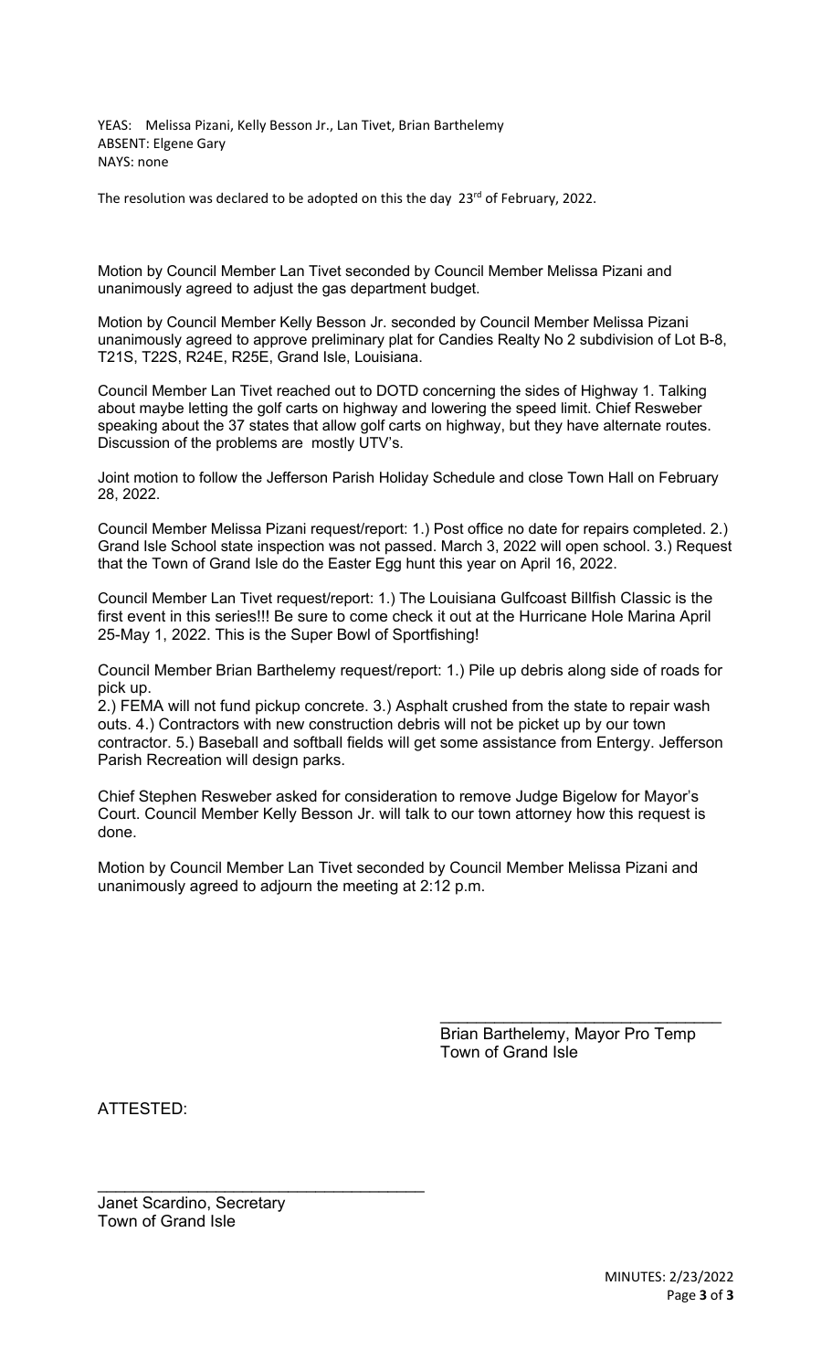YEAS: Melissa Pizani, Kelly Besson Jr., Lan Tivet, Brian Barthelemy
ABSENT: Elgene Gary
NAYS: none

The resolution was declared to be adopted on this the day 23rd of February, 2022.

Motion by Council Member Lan Tivet seconded by Council Member Melissa Pizani and unanimously agreed to adjust the gas department budget.

Motion by Council Member Kelly Besson Jr. seconded by Council Member Melissa Pizani unanimously agreed to approve preliminary plat for Candies Realty No 2 subdivision of Lot B-8, T21S, T22S, R24E, R25E, Grand Isle, Louisiana.

Council Member Lan Tivet reached out to DOTD concerning the sides of Highway 1. Talking about maybe letting the golf carts on highway and lowering the speed limit. Chief Resweber speaking about the 37 states that allow golf carts on highway, but they have alternate routes. Discussion of the problems are mostly UTV's.

Joint motion to follow the Jefferson Parish Holiday Schedule and close Town Hall on February 28, 2022.

Council Member Melissa Pizani request/report: 1.) Post office no date for repairs completed. 2.) Grand Isle School state inspection was not passed. March 3, 2022 will open school. 3.) Request that the Town of Grand Isle do the Easter Egg hunt this year on April 16, 2022.

Council Member Lan Tivet request/report: 1.) The Louisiana Gulfcoast Billfish Classic is the first event in this series!!! Be sure to come check it out at the Hurricane Hole Marina April 25-May 1, 2022. This is the Super Bowl of Sportfishing!

Council Member Brian Barthelemy request/report: 1.) Pile up debris along side of roads for pick up.
2.) FEMA will not fund pickup concrete. 3.) Asphalt crushed from the state to repair wash outs. 4.) Contractors with new construction debris will not be picket up by our town contractor. 5.) Baseball and softball fields will get some assistance from Entergy. Jefferson Parish Recreation will design parks.

Chief Stephen Resweber asked for consideration to remove Judge Bigelow for Mayor's Court. Council Member Kelly Besson Jr. will talk to our town attorney how this request is done.

Motion by Council Member Lan Tivet seconded by Council Member Melissa Pizani and unanimously agreed to adjourn the meeting at 2:12 p.m.

\_\_\_\_\_\_\_\_\_\_\_\_\_\_\_\_\_\_\_\_\_\_\_\_\_\_\_\_\_\_\_\_
Brian Barthelemy, Mayor Pro Temp
Town of Grand Isle

ATTESTED:

\_\_\_\_\_\_\_\_\_\_\_\_\_\_\_\_\_\_\_\_\_\_\_\_\_\_\_\_\_\_\_\_
Janet Scardino, Secretary
Town of Grand Isle

MINUTES: 2/23/2022